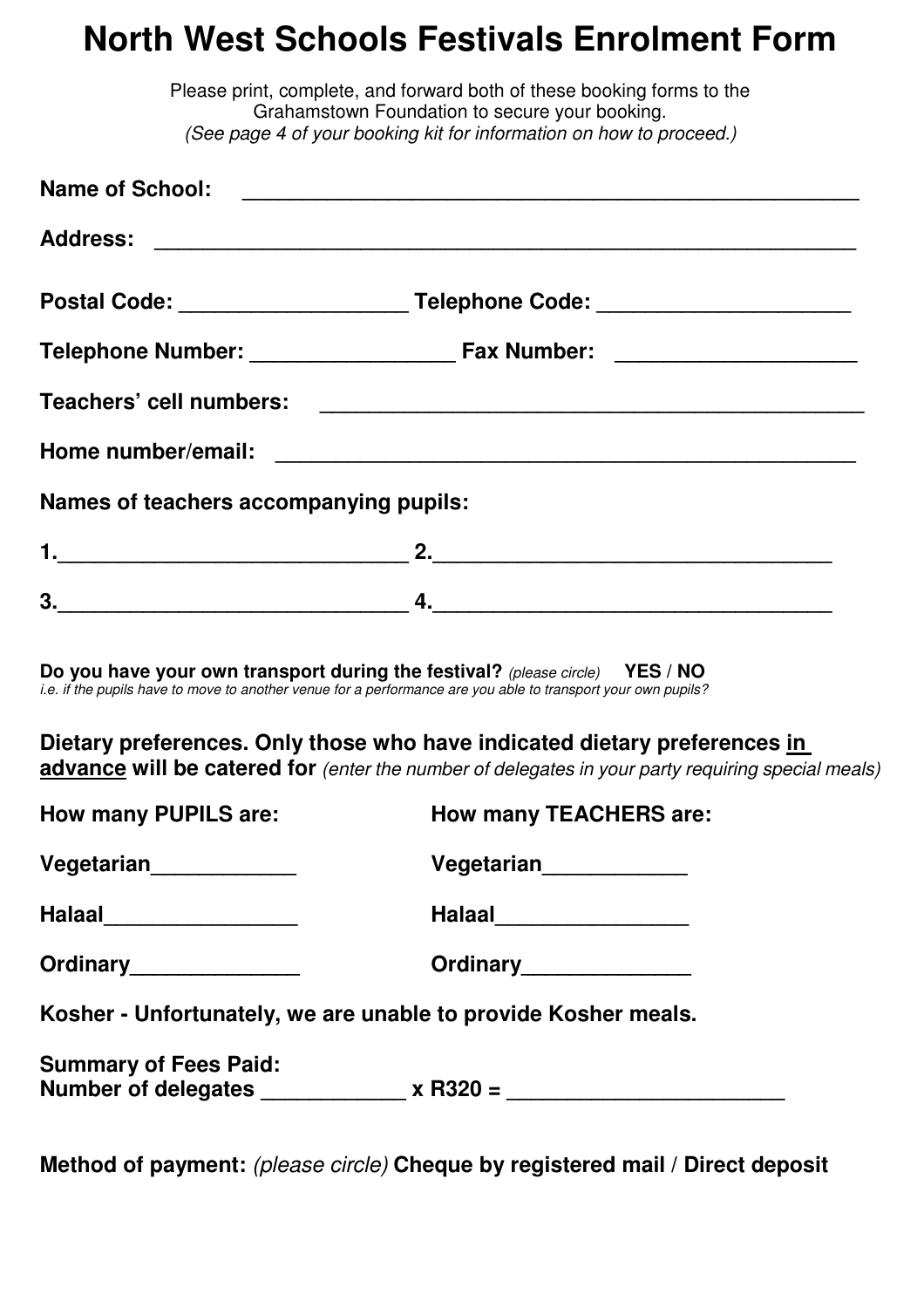# North West Schools Festivals Enrolment Form

Please print, complete, and forward both of these booking forms to the Grahamstown Foundation to secure your booking.
*(See page 4 of your booking kit for information on how to proceed.)*

**Name of School:** _______________________________________________

**Address:** _______________________________________________________

**Postal Code:** __________________ **Telephone Code:** ____________________

**Telephone Number:** ________________ **Fax Number:** ___________________

**Teachers' cell numbers:** ___________________________________________

**Home number/email:** ______________________________________________

**Names of teachers accompanying pupils:**

**1.**_____________________________ **2.**________________________________

**3.**_____________________________ **4.**________________________________

**Do you have your own transport during the festival?** *(please circle)* **YES / NO**
*i.e. if the pupils have to move to another venue for a performance are you able to transport your own pupils?*

**Dietary preferences. Only those who have indicated dietary preferences <u>in advance</u> will be catered for** *(enter the number of delegates in your party requiring special meals)*

| How many PUPILS are: | How many TEACHERS are: |
|---|---|
| Vegetarian____________ | Vegetarian____________ |
| Halaal________________ | Halaal________________ |
| Ordinary______________ | Ordinary______________ |

**Kosher - Unfortunately, we are unable to provide Kosher meals.**

**Summary of Fees Paid:**
**Number of delegates ____________ x R320 = ______________________**

**Method of payment:** *(please circle)* **Cheque by registered mail / Direct deposit**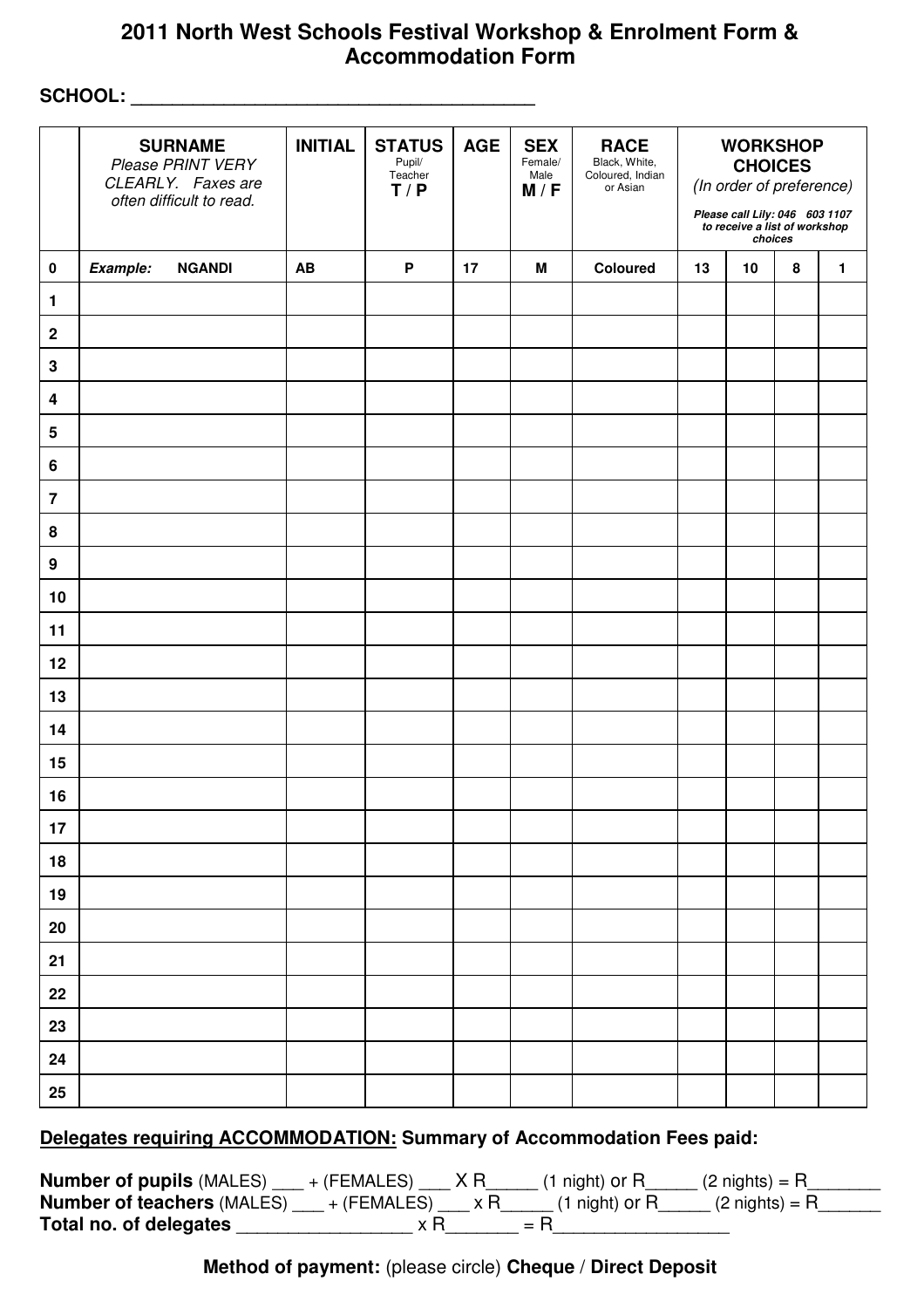# 2011 North West Schools Festival Workshop & Enrolment Form & Accommodation Form

**SCHOOL:** ________________________________________

| | **SURNAME** *Please PRINT VERY CLEARLY. Faxes are often difficult to read.* | **INITIAL** | **STATUS** Pupil/ Teacher **T / P** | **AGE** | **SEX** Female/ Male **M / F** | **RACE** Black, White, Coloured, Indian or Asian | **WORKSHOP CHOICES** *(In order of preference)* ***Please call Lily: 046 603 1107 to receive a list of workshop choices*** | | | |
|---|---|---|---|---|---|---|---|---|---|---|
| **0** | ***Example:*** **NGANDI** | **AB** | **P** | **17** | **M** | **Coloured** | **13** | **10** | **8** | **1** |
| **1** | | | | | | | | | | |
| **2** | | | | | | | | | | |
| **3** | | | | | | | | | | |
| **4** | | | | | | | | | | |
| **5** | | | | | | | | | | |
| **6** | | | | | | | | | | |
| **7** | | | | | | | | | | |
| **8** | | | | | | | | | | |
| **9** | | | | | | | | | | |
| **10** | | | | | | | | | | |
| **11** | | | | | | | | | | |
| **12** | | | | | | | | | | |
| **13** | | | | | | | | | | |
| **14** | | | | | | | | | | |
| **15** | | | | | | | | | | |
| **16** | | | | | | | | | | |
| **17** | | | | | | | | | | |
| **18** | | | | | | | | | | |
| **19** | | | | | | | | | | |
| **20** | | | | | | | | | | |
| **21** | | | | | | | | | | |
| **22** | | | | | | | | | | |
| **23** | | | | | | | | | | |
| **24** | | | | | | | | | | |
| **25** | | | | | | | | | | |

**Delegates requiring ACCOMMODATION: Summary of Accommodation Fees paid:**

**Number of pupils** (MALES) ___ + (FEMALES) ___ X R_____ (1 night) or R_____ (2 nights) = R_______
**Number of teachers** (MALES) ___ + (FEMALES) ___ x R_____ (1 night) or R_____ (2 nights) = R______
**Total no. of delegates** _________________ x R_______ = R_________________

**Method of payment:** (please circle) **Cheque** / **Direct Deposit**